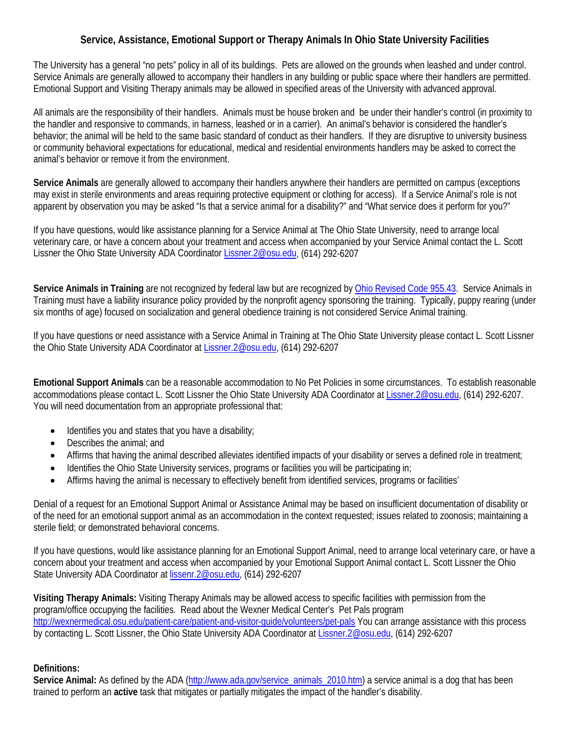# Service, Assistance, Emotional Support or Therapy Animals In Ohio State University Facilities

The University has a general "no pets" policy in all of its buildings. Pets are allowed on the grounds when leashed and under control. Service Animals are generally allowed to accompany their handlers in any building or public space where their handlers are permitted. Emotional Support and Visiting Therapy animals may be allowed in specified areas of the University with advanced approval.

All animals are the responsibility of their handlers. Animals must be house broken and be under their handler's control (in proximity to the handler and responsive to commands, in harness, leashed or in a carrier). An animal's behavior is considered the handler's behavior; the animal will be held to the same basic standard of conduct as their handlers. If they are disruptive to university business or community behavioral expectations for educational, medical and residential environments handlers may be asked to correct the animal's behavior or remove it from the environment.

**Service Animals** are generally allowed to accompany their handlers anywhere their handlers are permitted on campus (exceptions may exist in sterile environments and areas requiring protective equipment or clothing for access). If a Service Animal's role is not apparent by observation you may be asked "Is that a service animal for a disability?" and "What service does it perform for you?"

If you have questions, would like assistance planning for a Service Animal at The Ohio State University, need to arrange local veterinary care, or have a concern about your treatment and access when accompanied by your Service Animal contact the L. Scott Lissner the Ohio State University ADA Coordinator Lissner.2@osu.edu, (614) 292-6207

**Service Animals in Training** are not recognized by federal law but are recognized by Ohio Revised Code 955.43. Service Animals in Training must have a liability insurance policy provided by the nonprofit agency sponsoring the training. Typically, puppy rearing (under six months of age) focused on socialization and general obedience training is not considered Service Animal training.

If you have questions or need assistance with a Service Animal in Training at The Ohio State University please contact L. Scott Lissner the Ohio State University ADA Coordinator at Lissner.2@osu.edu, (614) 292-6207

**Emotional Support Animals** can be a reasonable accommodation to No Pet Policies in some circumstances. To establish reasonable accommodations please contact L. Scott Lissner the Ohio State University ADA Coordinator at Lissner.2@osu.edu, (614) 292-6207. You will need documentation from an appropriate professional that:

- Identifies you and states that you have a disability;
- Describes the animal; and
- Affirms that having the animal described alleviates identified impacts of your disability or serves a defined role in treatment;
- Identifies the Ohio State University services, programs or facilities you will be participating in;
- Affirms having the animal is necessary to effectively benefit from identified services, programs or facilities'

Denial of a request for an Emotional Support Animal or Assistance Animal may be based on insufficient documentation of disability or of the need for an emotional support animal as an accommodation in the context requested; issues related to zoonosis; maintaining a sterile field; or demonstrated behavioral concerns.

If you have questions, would like assistance planning for an Emotional Support Animal, need to arrange local veterinary care, or have a concern about your treatment and access when accompanied by your Emotional Support Animal contact L. Scott Lissner the Ohio State University ADA Coordinator at lissenr.2@osu.edu, (614) 292-6207

**Visiting Therapy Animals:** Visiting Therapy Animals may be allowed access to specific facilities with permission from the program/office occupying the facilities. Read about the Wexner Medical Center's Pet Pals program http://wexnermedical.osu.edu/patient-care/patient-and-visitor-guide/volunteers/pet-pals You can arrange assistance with this process by contacting L. Scott Lissner, the Ohio State University ADA Coordinator at Lissner.2@osu.edu, (614) 292-6207

**Definitions:**
**Service Animal:** As defined by the ADA (http://www.ada.gov/service_animals_2010.htm) a service animal is a dog that has been trained to perform an **active** task that mitigates or partially mitigates the impact of the handler's disability.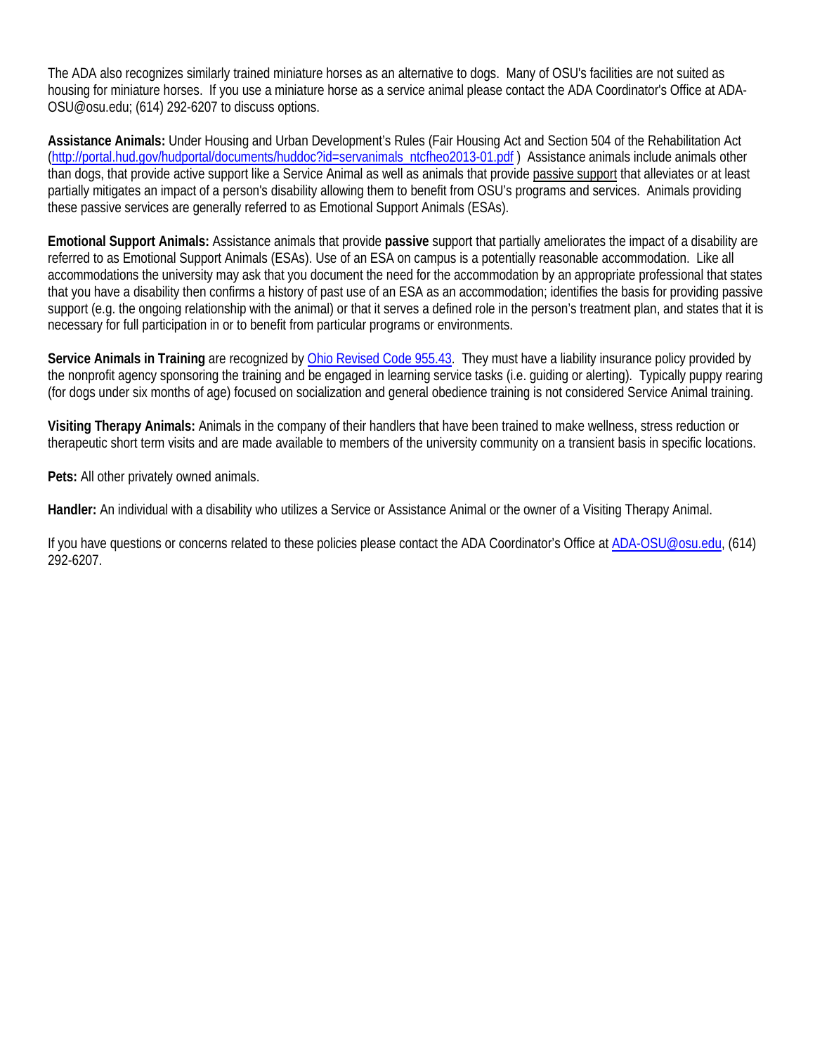The ADA also recognizes similarly trained miniature horses as an alternative to dogs. Many of OSU's facilities are not suited as housing for miniature horses. If you use a miniature horse as a service animal please contact the ADA Coordinator's Office at ADA-OSU@osu.edu; (614) 292-6207 to discuss options.

**Assistance Animals:** Under Housing and Urban Development's Rules (Fair Housing Act and Section 504 of the Rehabilitation Act (http://portal.hud.gov/hudportal/documents/huddoc?id=servanimals_ntcfheo2013-01.pdf ) Assistance animals include animals other than dogs, that provide active support like a Service Animal as well as animals that provide passive support that alleviates or at least partially mitigates an impact of a person's disability allowing them to benefit from OSU's programs and services. Animals providing these passive services are generally referred to as Emotional Support Animals (ESAs).

**Emotional Support Animals:** Assistance animals that provide **passive** support that partially ameliorates the impact of a disability are referred to as Emotional Support Animals (ESAs). Use of an ESA on campus is a potentially reasonable accommodation. Like all accommodations the university may ask that you document the need for the accommodation by an appropriate professional that states that you have a disability then confirms a history of past use of an ESA as an accommodation; identifies the basis for providing passive support (e.g. the ongoing relationship with the animal) or that it serves a defined role in the person's treatment plan, and states that it is necessary for full participation in or to benefit from particular programs or environments.

**Service Animals in Training** are recognized by Ohio Revised Code 955.43. They must have a liability insurance policy provided by the nonprofit agency sponsoring the training and be engaged in learning service tasks (i.e. guiding or alerting). Typically puppy rearing (for dogs under six months of age) focused on socialization and general obedience training is not considered Service Animal training.

**Visiting Therapy Animals:** Animals in the company of their handlers that have been trained to make wellness, stress reduction or therapeutic short term visits and are made available to members of the university community on a transient basis in specific locations.

**Pets:** All other privately owned animals.

**Handler:** An individual with a disability who utilizes a Service or Assistance Animal or the owner of a Visiting Therapy Animal.

If you have questions or concerns related to these policies please contact the ADA Coordinator's Office at ADA-OSU@osu.edu, (614) 292-6207.